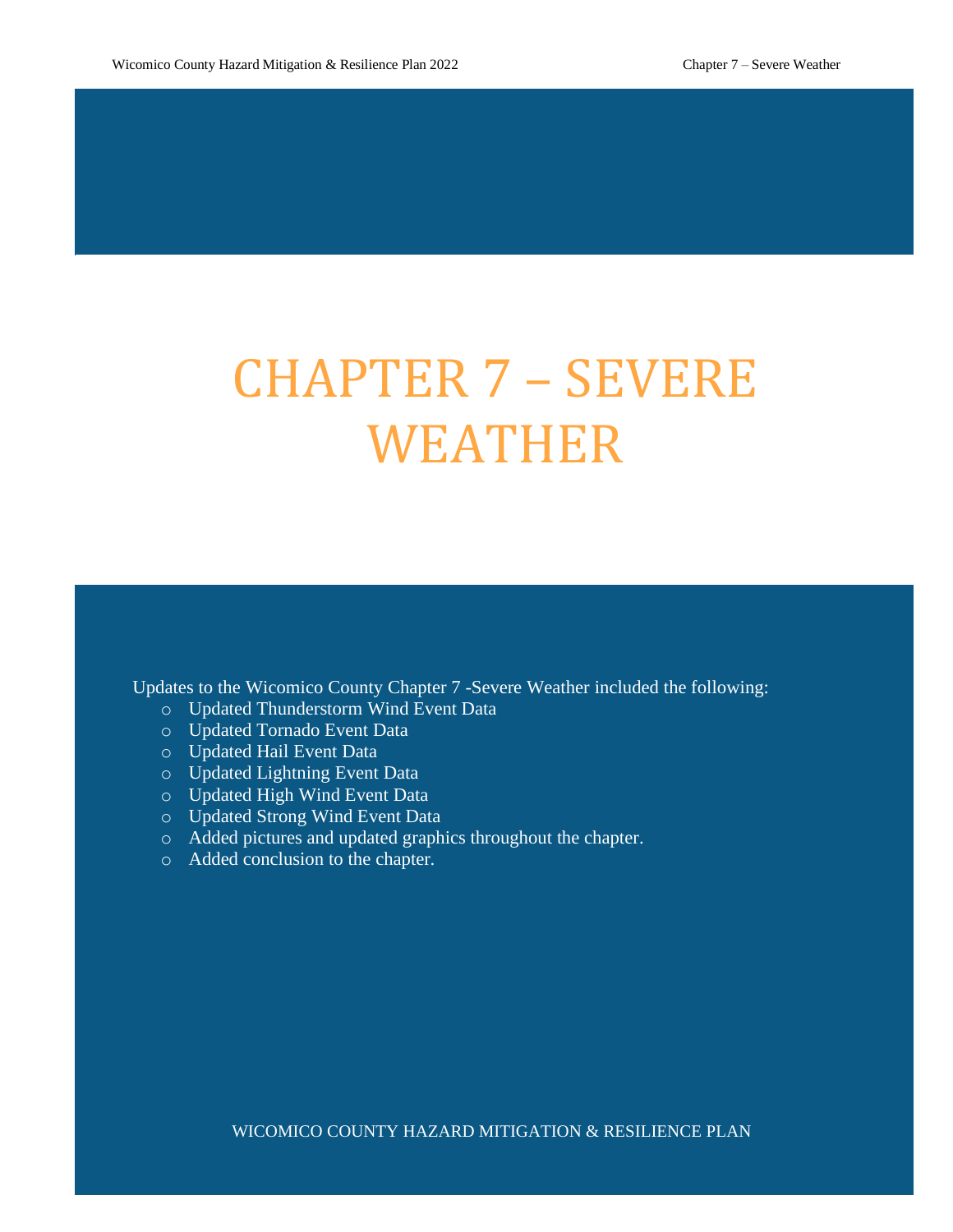# CHAPTER 7 – SEVERE WEATHER

Updates to the Wicomico County Chapter 7 -Severe Weather included the following:

- Updated Thunderstorm Wind Event Data
- Updated Tornado Event Data
- Updated Hail Event Data
- Updated Lightning Event Data
- Updated High Wind Event Data
- Updated Strong Wind Event Data
- Added pictures and updated graphics throughout the chapter.
- Added conclusion to the chapter.

WICOMICO COUNTY HAZARD MITIGATION & RESILIENCE PLAN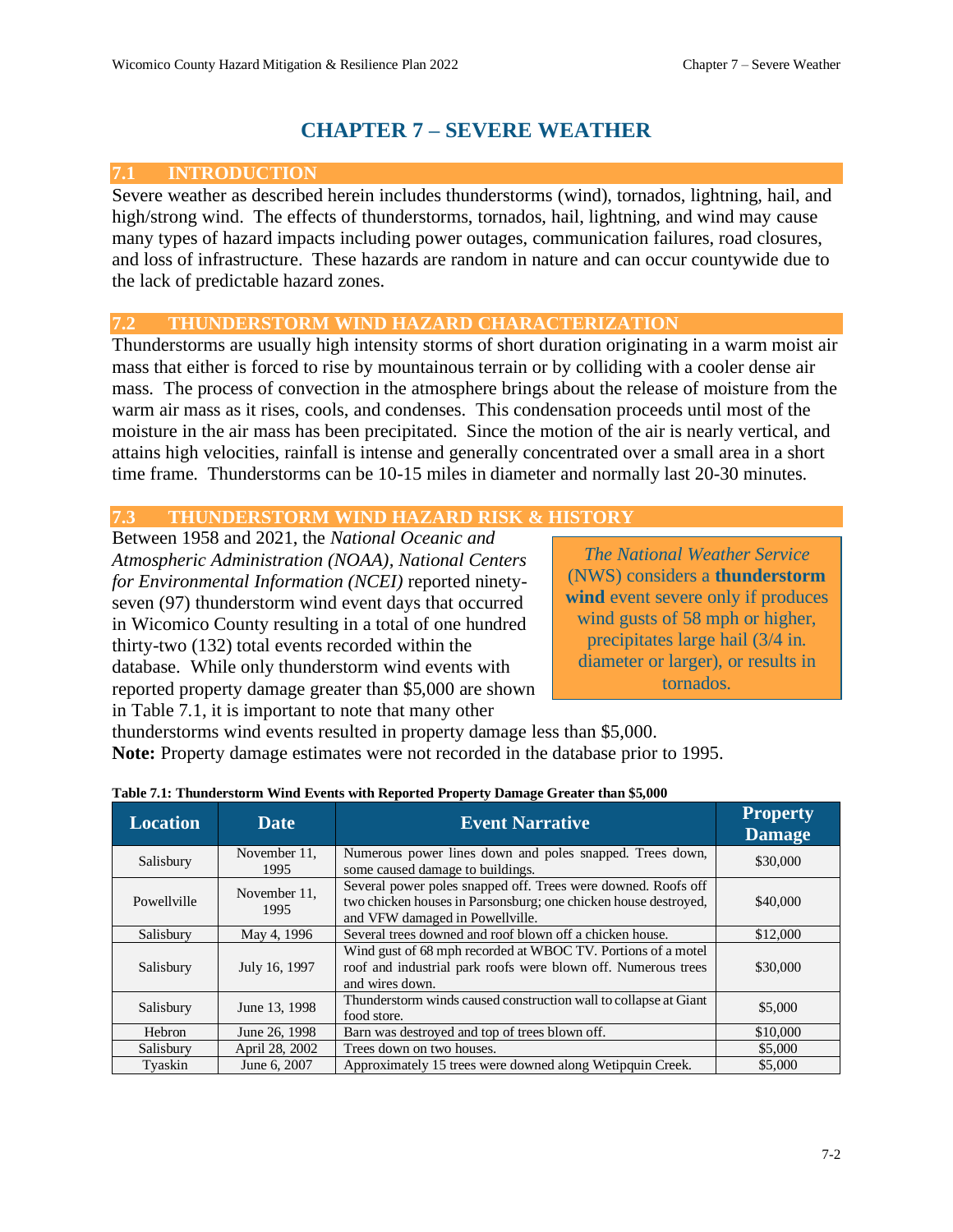# CHAPTER 7 – SEVERE WEATHER

## 7.1 INTRODUCTION

Severe weather as described herein includes thunderstorms (wind), tornados, lightning, hail, and high/strong wind. The effects of thunderstorms, tornados, hail, lightning, and wind may cause many types of hazard impacts including power outages, communication failures, road closures, and loss of infrastructure. These hazards are random in nature and can occur countywide due to the lack of predictable hazard zones.

## 7.2 THUNDERSTORM WIND HAZARD CHARACTERIZATION

Thunderstorms are usually high intensity storms of short duration originating in a warm moist air mass that either is forced to rise by mountainous terrain or by colliding with a cooler dense air mass. The process of convection in the atmosphere brings about the release of moisture from the warm air mass as it rises, cools, and condenses. This condensation proceeds until most of the moisture in the air mass has been precipitated. Since the motion of the air is nearly vertical, and attains high velocities, rainfall is intense and generally concentrated over a small area in a short time frame. Thunderstorms can be 10-15 miles in diameter and normally last 20-30 minutes.

## 7.3 THUNDERSTORM WIND HAZARD RISK & HISTORY

Between 1958 and 2021, the *National Oceanic and Atmospheric Administration (NOAA), National Centers for Environmental Information (NCEI)* reported ninety-seven (97) thunderstorm wind event days that occurred in Wicomico County resulting in a total of one hundred thirty-two (132) total events recorded within the database. While only thunderstorm wind events with reported property damage greater than $5,000 are shown in Table 7.1, it is important to note that many other thunderstorms wind events resulted in property damage less than $5,000.

**Note:** Property damage estimates were not recorded in the database prior to 1995.

> *The National Weather Service* (NWS) considers a **thunderstorm wind** event severe only if produces wind gusts of 58 mph or higher, precipitates large hail (3/4 in. diameter or larger), or results in tornados.

**Table 7.1: Thunderstorm Wind Events with Reported Property Damage Greater than $5,000**

| Location | Date | Event Narrative | Property Damage |
|---|---|---|---|
| Salisbury | November 11, 1995 | Numerous power lines down and poles snapped. Trees down, some caused damage to buildings. | $30,000 |
| Powellville | November 11, 1995 | Several power poles snapped off. Trees were downed. Roofs off two chicken houses in Parsonsburg; one chicken house destroyed, and VFW damaged in Powellville. | $40,000 |
| Salisbury | May 4, 1996 | Several trees downed and roof blown off a chicken house. | $12,000 |
| Salisbury | July 16, 1997 | Wind gust of 68 mph recorded at WBOC TV. Portions of a motel roof and industrial park roofs were blown off. Numerous trees and wires down. | $30,000 |
| Salisbury | June 13, 1998 | Thunderstorm winds caused construction wall to collapse at Giant food store. | $5,000 |
| Hebron | June 26, 1998 | Barn was destroyed and top of trees blown off. | $10,000 |
| Salisbury | April 28, 2002 | Trees down on two houses. | $5,000 |
| Tyaskin | June 6, 2007 | Approximately 15 trees were downed along Wetipquin Creek. | $5,000 |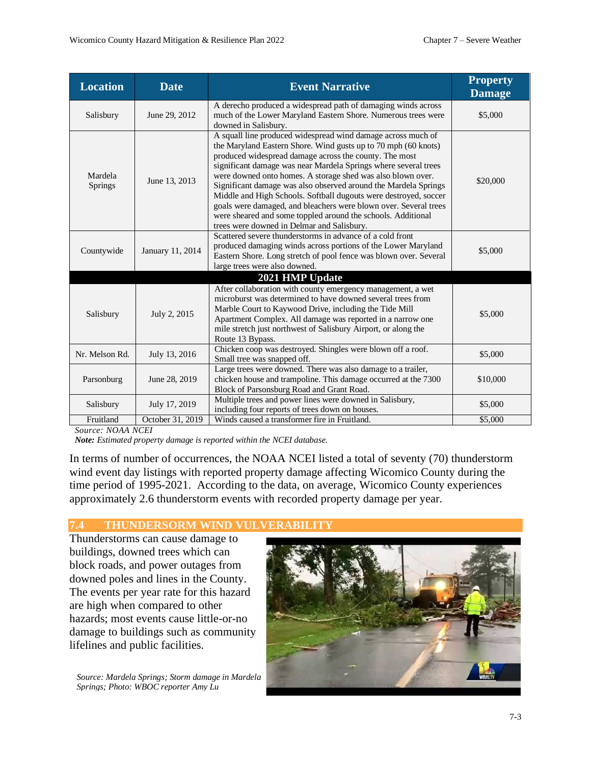| Location | Date | Event Narrative | Property Damage |
|---|---|---|---|
| Salisbury | June 29, 2012 | A derecho produced a widespread path of damaging winds across much of the Lower Maryland Eastern Shore. Numerous trees were downed in Salisbury. | $5,000 |
| Mardela Springs | June 13, 2013 | A squall line produced widespread wind damage across much of the Maryland Eastern Shore. Wind gusts up to 70 mph (60 knots) produced widespread damage across the county. The most significant damage was near Mardela Springs where several trees were downed onto homes. A storage shed was also blown over. Significant damage was also observed around the Mardela Springs Middle and High Schools. Softball dugouts were destroyed, soccer goals were damaged, and bleachers were blown over. Several trees were sheared and some toppled around the schools. Additional trees were downed in Delmar and Salisbury. | $20,000 |
| Countywide | January 11, 2014 | Scattered severe thunderstorms in advance of a cold front produced damaging winds across portions of the Lower Maryland Eastern Shore. Long stretch of pool fence was blown over. Several large trees were also downed. | $5,000 |
| **2021 HMP Update** | | | |
| Salisbury | July 2, 2015 | After collaboration with county emergency management, a wet microburst was determined to have downed several trees from Marble Court to Kaywood Drive, including the Tide Mill Apartment Complex. All damage was reported in a narrow one mile stretch just northwest of Salisbury Airport, or along the Route 13 Bypass. | $5,000 |
| Nr. Melson Rd. | July 13, 2016 | Chicken coop was destroyed. Shingles were blown off a roof. Small tree was snapped off. | $5,000 |
| Parsonburg | June 28, 2019 | Large trees were downed. There was also damage to a trailer, chicken house and trampoline. This damage occurred at the 7300 Block of Parsonsburg Road and Grant Road. | $10,000 |
| Salisbury | July 17, 2019 | Multiple trees and power lines were downed in Salisbury, including four reports of trees down on houses. | $5,000 |
| Fruitland | October 31, 2019 | Winds caused a transformer fire in Fruitland. | $5,000 |

*Source: NOAA NCEI*

***Note:*** *Estimated property damage is reported within the NCEI database.*

In terms of number of occurrences, the NOAA NCEI listed a total of seventy (70) thunderstorm wind event day listings with reported property damage affecting Wicomico County during the time period of 1995-2021. According to the data, on average, Wicomico County experiences approximately 2.6 thunderstorm events with recorded property damage per year.

## 7.4 THUNDERSORM WIND VULVERABILITY

Thunderstorms can cause damage to buildings, downed trees which can block roads, and power outages from downed poles and lines in the County. The events per year rate for this hazard are high when compared to other hazards; most events cause little-or-no damage to buildings such as community lifelines and public facilities.

*Source: Mardela Springs; Storm damage in Mardela Springs; Photo: WBOC reporter Amy Lu*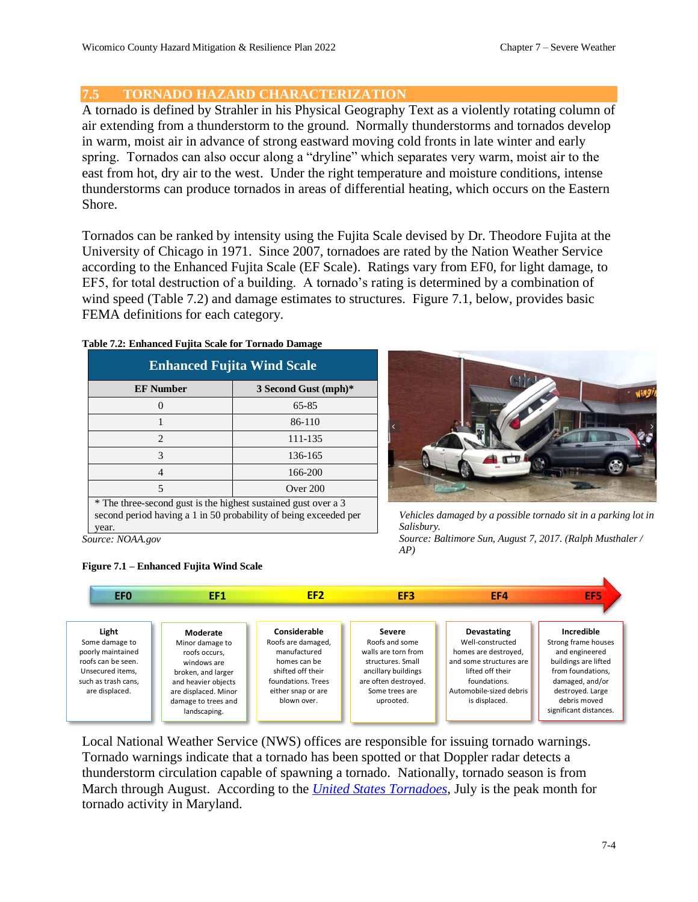## 7.5 TORNADO HAZARD CHARACTERIZATION

A tornado is defined by Strahler in his Physical Geography Text as a violently rotating column of air extending from a thunderstorm to the ground. Normally thunderstorms and tornados develop in warm, moist air in advance of strong eastward moving cold fronts in late winter and early spring. Tornados can also occur along a "dryline" which separates very warm, moist air to the east from hot, dry air to the west. Under the right temperature and moisture conditions, intense thunderstorms can produce tornados in areas of differential heating, which occurs on the Eastern Shore.

Tornados can be ranked by intensity using the Fujita Scale devised by Dr. Theodore Fujita at the University of Chicago in 1971. Since 2007, tornadoes are rated by the Nation Weather Service according to the Enhanced Fujita Scale (EF Scale). Ratings vary from EF0, for light damage, to EF5, for total destruction of a building. A tornado's rating is determined by a combination of wind speed (Table 7.2) and damage estimates to structures. Figure 7.1, below, provides basic FEMA definitions for each category.

**Table 7.2: Enhanced Fujita Scale for Tornado Damage**

| Enhanced Fujita Wind Scale | |
|---|---|
| **EF Number** | **3 Second Gust (mph)*** |
| 0 | 65-85 |
| 1 | 86-110 |
| 2 | 111-135 |
| 3 | 136-165 |
| 4 | 166-200 |
| 5 | Over 200 |

* The three-second gust is the highest sustained gust over a 3 second period having a 1 in 50 probability of being exceeded per year.

*Source: NOAA.gov*

*Vehicles damaged by a possible tornado sit in a parking lot in Salisbury.*
*Source: Baltimore Sun, August 7, 2017. (Ralph Musthaler / AP)*

**Figure 7.1 – Enhanced Fujita Wind Scale**

| EF0 | EF1 | EF2 | EF3 | EF4 | EF5 |
|---|---|---|---|---|---|
| **Light** Some damage to poorly maintained roofs can be seen. Unsecured items, such as trash cans, are displaced. | **Moderate** Minor damage to roofs occurs, windows are broken, and larger and heavier objects are displaced. Minor damage to trees and landscaping. | **Considerable** Roofs are damaged, manufactured homes can be shifted off their foundations. Trees either snap or are blown over. | **Severe** Roofs and some walls are torn from structures. Small ancillary buildings are often destroyed. Some trees are uprooted. | **Devastating** Well-constructed homes are destroyed, and some structures are lifted off their foundations. Automobile-sized debris is displaced. | **Incredible** Strong frame houses and engineered buildings are lifted from foundations, damaged, and/or destroyed. Large debris moved significant distances. |

Local National Weather Service (NWS) offices are responsible for issuing tornado warnings. Tornado warnings indicate that a tornado has been spotted or that Doppler radar detects a thunderstorm circulation capable of spawning a tornado. Nationally, tornado season is from March through August. According to the *United States Tornadoes*, July is the peak month for tornado activity in Maryland.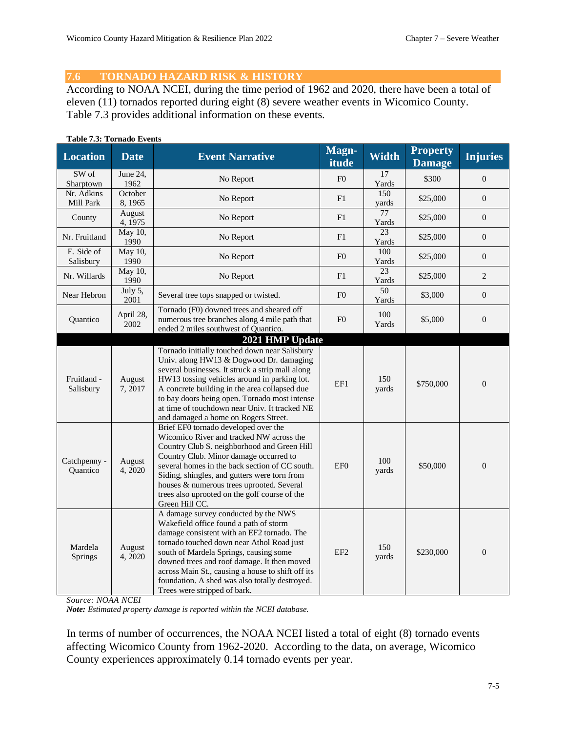## 7.6 TORNADO HAZARD RISK & HISTORY

According to NOAA NCEI, during the time period of 1962 and 2020, there have been a total of eleven (11) tornados reported during eight (8) severe weather events in Wicomico County. Table 7.3 provides additional information on these events.

**Table 7.3: Tornado Events**

| Location | Date | Event Narrative | Magn-itude | Width | Property Damage | Injuries |
|---|---|---|---|---|---|---|
| SW of Sharptown | June 24, 1962 | No Report | F0 | 17 Yards | $300 | 0 |
| Nr. Adkins Mill Park | October 8, 1965 | No Report | F1 | 150 yards | $25,000 | 0 |
| County | August 4, 1975 | No Report | F1 | 77 Yards | $25,000 | 0 |
| Nr. Fruitland | May 10, 1990 | No Report | F1 | 23 Yards | $25,000 | 0 |
| E. Side of Salisbury | May 10, 1990 | No Report | F0 | 100 Yards | $25,000 | 0 |
| Nr. Willards | May 10, 1990 | No Report | F1 | 23 Yards | $25,000 | 2 |
| Near Hebron | July 5, 2001 | Several tree tops snapped or twisted. | F0 | 50 Yards | $3,000 | 0 |
| Quantico | April 28, 2002 | Tornado (F0) downed trees and sheared off numerous tree branches along 4 mile path that ended 2 miles southwest of Quantico. | F0 | 100 Yards | $5,000 | 0 |
| **2021 HMP Update** | | | | | | |
| Fruitland - Salisbury | August 7, 2017 | Tornado initially touched down near Salisbury Univ. along HW13 & Dogwood Dr. damaging several businesses. It struck a strip mall along HW13 tossing vehicles around in parking lot. A concrete building in the area collapsed due to bay doors being open. Tornado most intense at time of touchdown near Univ. It tracked NE and damaged a home on Rogers Street. | EF1 | 150 yards | $750,000 | 0 |
| Catchpenny - Quantico | August 4, 2020 | Brief EF0 tornado developed over the Wicomico River and tracked NW across the Country Club S. neighborhood and Green Hill Country Club. Minor damage occurred to several homes in the back section of CC south. Siding, shingles, and gutters were torn from houses & numerous trees uprooted. Several trees also uprooted on the golf course of the Green Hill CC. | EF0 | 100 yards | $50,000 | 0 |
| Mardela Springs | August 4, 2020 | A damage survey conducted by the NWS Wakefield office found a path of storm damage consistent with an EF2 tornado. The tornado touched down near Athol Road just south of Mardela Springs, causing some downed trees and roof damage. It then moved across Main St., causing a house to shift off its foundation. A shed was also totally destroyed. Trees were stripped of bark. | EF2 | 150 yards | $230,000 | 0 |

*Source: NOAA NCEI*
***Note:** Estimated property damage is reported within the NCEI database.*

In terms of number of occurrences, the NOAA NCEI listed a total of eight (8) tornado events affecting Wicomico County from 1962-2020. According to the data, on average, Wicomico County experiences approximately 0.14 tornado events per year.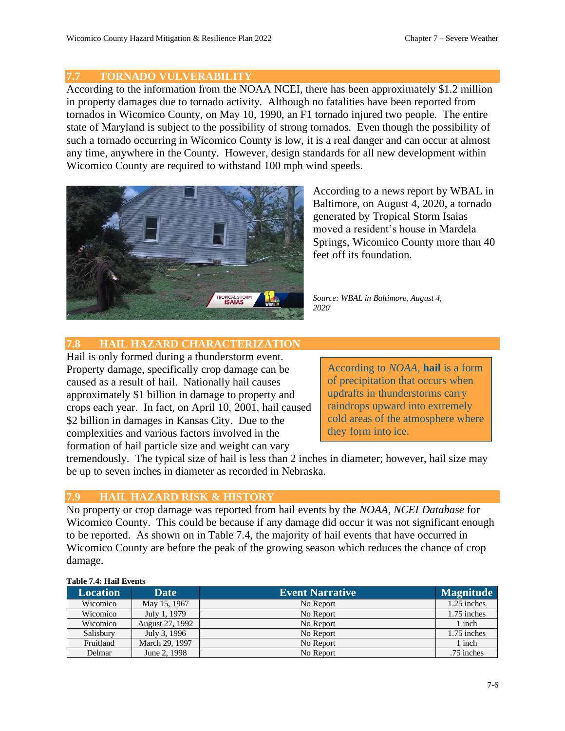## 7.7 TORNADO VULVERABILITY

According to the information from the NOAA NCEI, there has been approximately $1.2 million in property damages due to tornado activity. Although no fatalities have been reported from tornados in Wicomico County, on May 10, 1990, an F1 tornado injured two people. The entire state of Maryland is subject to the possibility of strong tornados. Even though the possibility of such a tornado occurring in Wicomico County is low, it is a real danger and can occur at almost any time, anywhere in the County. However, design standards for all new development within Wicomico County are required to withstand 100 mph wind speeds.

According to a news report by WBAL in Baltimore, on August 4, 2020, a tornado generated by Tropical Storm Isaias moved a resident's house in Mardela Springs, Wicomico County more than 40 feet off its foundation.

*Source: WBAL in Baltimore, August 4, 2020*

## 7.8 HAIL HAZARD CHARACTERIZATION

Hail is only formed during a thunderstorm event. Property damage, specifically crop damage can be caused as a result of hail. Nationally hail causes approximately $1 billion in damage to property and crops each year. In fact, on April 10, 2001, hail caused $2 billion in damages in Kansas City. Due to the complexities and various factors involved in the formation of hail particle size and weight can vary tremendously. The typical size of hail is less than 2 inches in diameter; however, hail size may be up to seven inches in diameter as recorded in Nebraska.

According to *NOAA*, **hail** is a form of precipitation that occurs when updrafts in thunderstorms carry raindrops upward into extremely cold areas of the atmosphere where they form into ice.

## 7.9 HAIL HAZARD RISK & HISTORY

No property or crop damage was reported from hail events by the *NOAA, NCEI Database* for Wicomico County. This could be because if any damage did occur it was not significant enough to be reported. As shown on in Table 7.4, the majority of hail events that have occurred in Wicomico County are before the peak of the growing season which reduces the chance of crop damage.

**Table 7.4: Hail Events**

| Location | Date | Event Narrative | Magnitude |
|---|---|---|---|
| Wicomico | May 15, 1967 | No Report | 1.25 inches |
| Wicomico | July 1, 1979 | No Report | 1.75 inches |
| Wicomico | August 27, 1992 | No Report | 1 inch |
| Salisbury | July 3, 1996 | No Report | 1.75 inches |
| Fruitland | March 29, 1997 | No Report | 1 inch |
| Delmar | June 2, 1998 | No Report | .75 inches |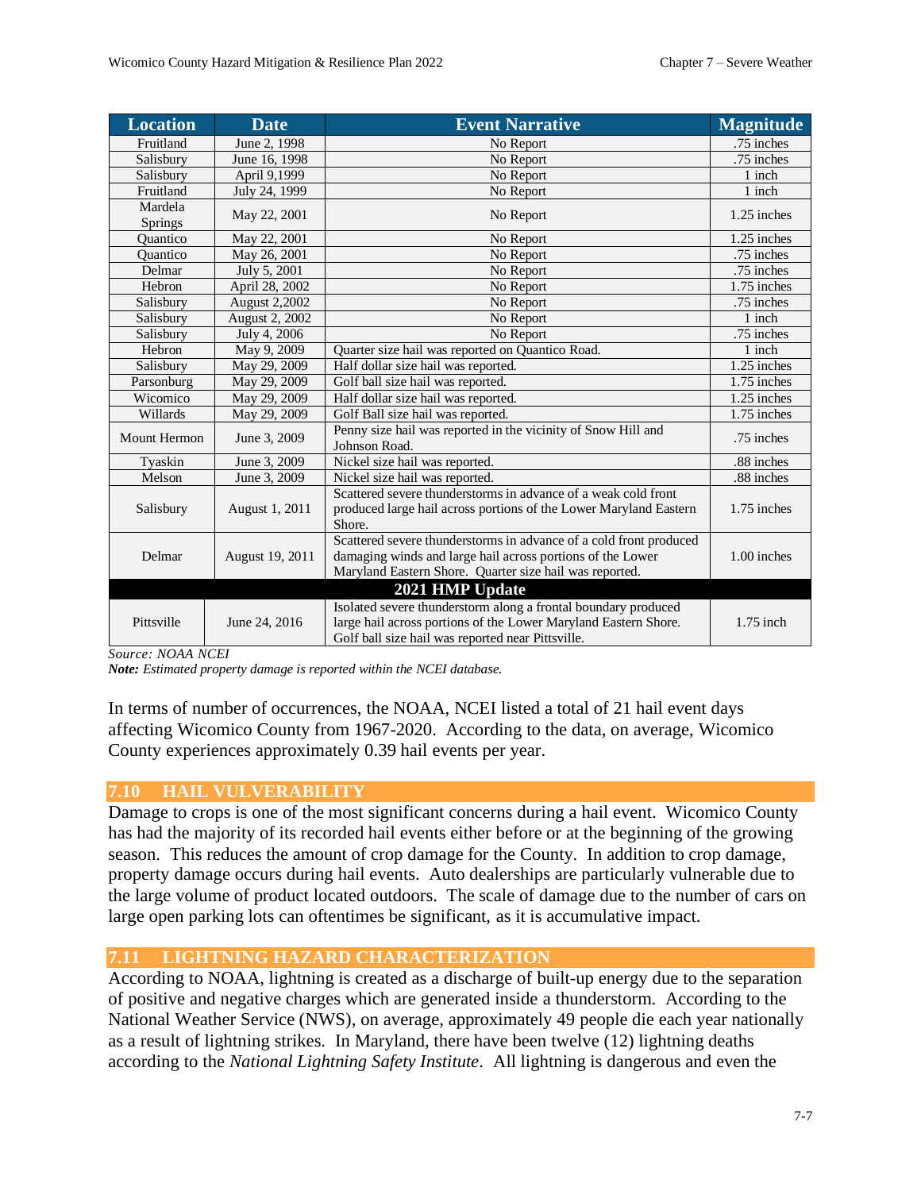| Location | Date | Event Narrative | Magnitude |
|---|---|---|---|
| Fruitland | June 2, 1998 | No Report | .75 inches |
| Salisbury | June 16, 1998 | No Report | .75 inches |
| Salisbury | April 9,1999 | No Report | 1 inch |
| Fruitland | July 24, 1999 | No Report | 1 inch |
| Mardela Springs | May 22, 2001 | No Report | 1.25 inches |
| Quantico | May 22, 2001 | No Report | 1.25 inches |
| Quantico | May 26, 2001 | No Report | .75 inches |
| Delmar | July 5, 2001 | No Report | .75 inches |
| Hebron | April 28, 2002 | No Report | 1.75 inches |
| Salisbury | August 2,2002 | No Report | .75 inches |
| Salisbury | August 2, 2002 | No Report | 1 inch |
| Salisbury | July 4, 2006 | No Report | .75 inches |
| Hebron | May 9, 2009 | Quarter size hail was reported on Quantico Road. | 1 inch |
| Salisbury | May 29, 2009 | Half dollar size hail was reported. | 1.25 inches |
| Parsonburg | May 29, 2009 | Golf ball size hail was reported. | 1.75 inches |
| Wicomico | May 29, 2009 | Half dollar size hail was reported. | 1.25 inches |
| Willards | May 29, 2009 | Golf Ball size hail was reported. | 1.75 inches |
| Mount Hermon | June 3, 2009 | Penny size hail was reported in the vicinity of Snow Hill and Johnson Road. | .75 inches |
| Tyaskin | June 3, 2009 | Nickel size hail was reported. | .88 inches |
| Melson | June 3, 2009 | Nickel size hail was reported. | .88 inches |
| Salisbury | August 1, 2011 | Scattered severe thunderstorms in advance of a weak cold front produced large hail across portions of the Lower Maryland Eastern Shore. | 1.75 inches |
| Delmar | August 19, 2011 | Scattered severe thunderstorms in advance of a cold front produced damaging winds and large hail across portions of the Lower Maryland Eastern Shore. Quarter size hail was reported. | 1.00 inches |
| **2021 HMP Update** | | | |
| Pittsville | June 24, 2016 | Isolated severe thunderstorm along a frontal boundary produced large hail across portions of the Lower Maryland Eastern Shore. Golf ball size hail was reported near Pittsville. | 1.75 inch |

*Source: NOAA NCEI*
***Note:*** *Estimated property damage is reported within the NCEI database.*

In terms of number of occurrences, the NOAA, NCEI listed a total of 21 hail event days affecting Wicomico County from 1967-2020. According to the data, on average, Wicomico County experiences approximately 0.39 hail events per year.

## 7.10 HAIL VULVERABILITY

Damage to crops is one of the most significant concerns during a hail event. Wicomico County has had the majority of its recorded hail events either before or at the beginning of the growing season. This reduces the amount of crop damage for the County. In addition to crop damage, property damage occurs during hail events. Auto dealerships are particularly vulnerable due to the large volume of product located outdoors. The scale of damage due to the number of cars on large open parking lots can oftentimes be significant, as it is accumulative impact.

## 7.11 LIGHTNING HAZARD CHARACTERIZATION

According to NOAA, lightning is created as a discharge of built-up energy due to the separation of positive and negative charges which are generated inside a thunderstorm. According to the National Weather Service (NWS), on average, approximately 49 people die each year nationally as a result of lightning strikes. In Maryland, there have been twelve (12) lightning deaths according to the *National Lightning Safety Institute*. All lightning is dangerous and even the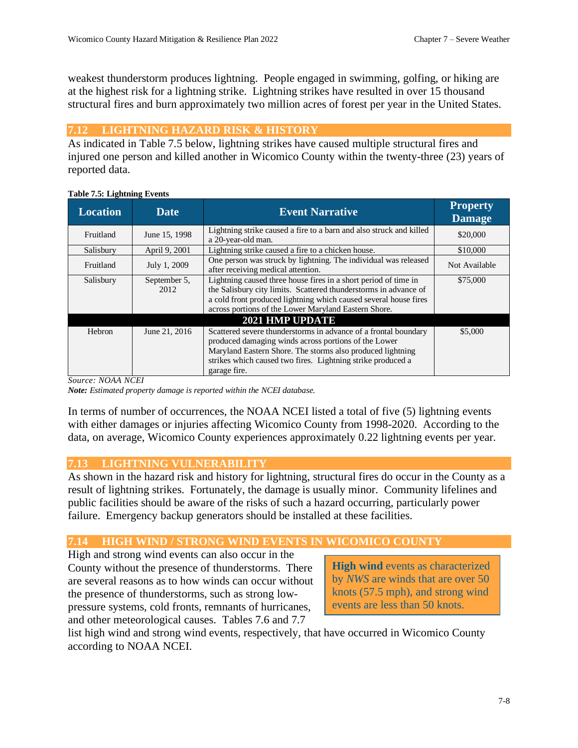weakest thunderstorm produces lightning. People engaged in swimming, golfing, or hiking are at the highest risk for a lightning strike. Lightning strikes have resulted in over 15 thousand structural fires and burn approximately two million acres of forest per year in the United States.

## 7.12 LIGHTNING HAZARD RISK & HISTORY

As indicated in Table 7.5 below, lightning strikes have caused multiple structural fires and injured one person and killed another in Wicomico County within the twenty-three (23) years of reported data.

**Table 7.5: Lightning Events**

| Location | Date | Event Narrative | Property Damage |
|---|---|---|---|
| Fruitland | June 15, 1998 | Lightning strike caused a fire to a barn and also struck and killed a 20-year-old man. | $20,000 |
| Salisbury | April 9, 2001 | Lightning strike caused a fire to a chicken house. | $10,000 |
| Fruitland | July 1, 2009 | One person was struck by lightning. The individual was released after receiving medical attention. | Not Available |
| Salisbury | September 5, 2012 | Lightning caused three house fires in a short period of time in the Salisbury city limits. Scattered thunderstorms in advance of a cold front produced lightning which caused several house fires across portions of the Lower Maryland Eastern Shore. | $75,000 |
| **2021 HMP UPDATE** | | | |
| Hebron | June 21, 2016 | Scattered severe thunderstorms in advance of a frontal boundary produced damaging winds across portions of the Lower Maryland Eastern Shore. The storms also produced lightning strikes which caused two fires. Lightning strike produced a garage fire. | $5,000 |

*Source: NOAA NCEI*
***Note:*** *Estimated property damage is reported within the NCEI database.*

In terms of number of occurrences, the NOAA NCEI listed a total of five (5) lightning events with either damages or injuries affecting Wicomico County from 1998-2020. According to the data, on average, Wicomico County experiences approximately 0.22 lightning events per year.

## 7.13 LIGHTNING VULNERABILITY

As shown in the hazard risk and history for lightning, structural fires do occur in the County as a result of lightning strikes. Fortunately, the damage is usually minor. Community lifelines and public facilities should be aware of the risks of such a hazard occurring, particularly power failure. Emergency backup generators should be installed at these facilities.

## 7.14 HIGH WIND / STRONG WIND EVENTS IN WICOMICO COUNTY

High and strong wind events can also occur in the County without the presence of thunderstorms. There are several reasons as to how winds can occur without the presence of thunderstorms, such as strong low-pressure systems, cold fronts, remnants of hurricanes, and other meteorological causes. Tables 7.6 and 7.7 list high wind and strong wind events, respectively, that have occurred in Wicomico County according to NOAA NCEI.

> **High wind** events as characterized by *NWS* are winds that are over 50 knots (57.5 mph), and strong wind events are less than 50 knots.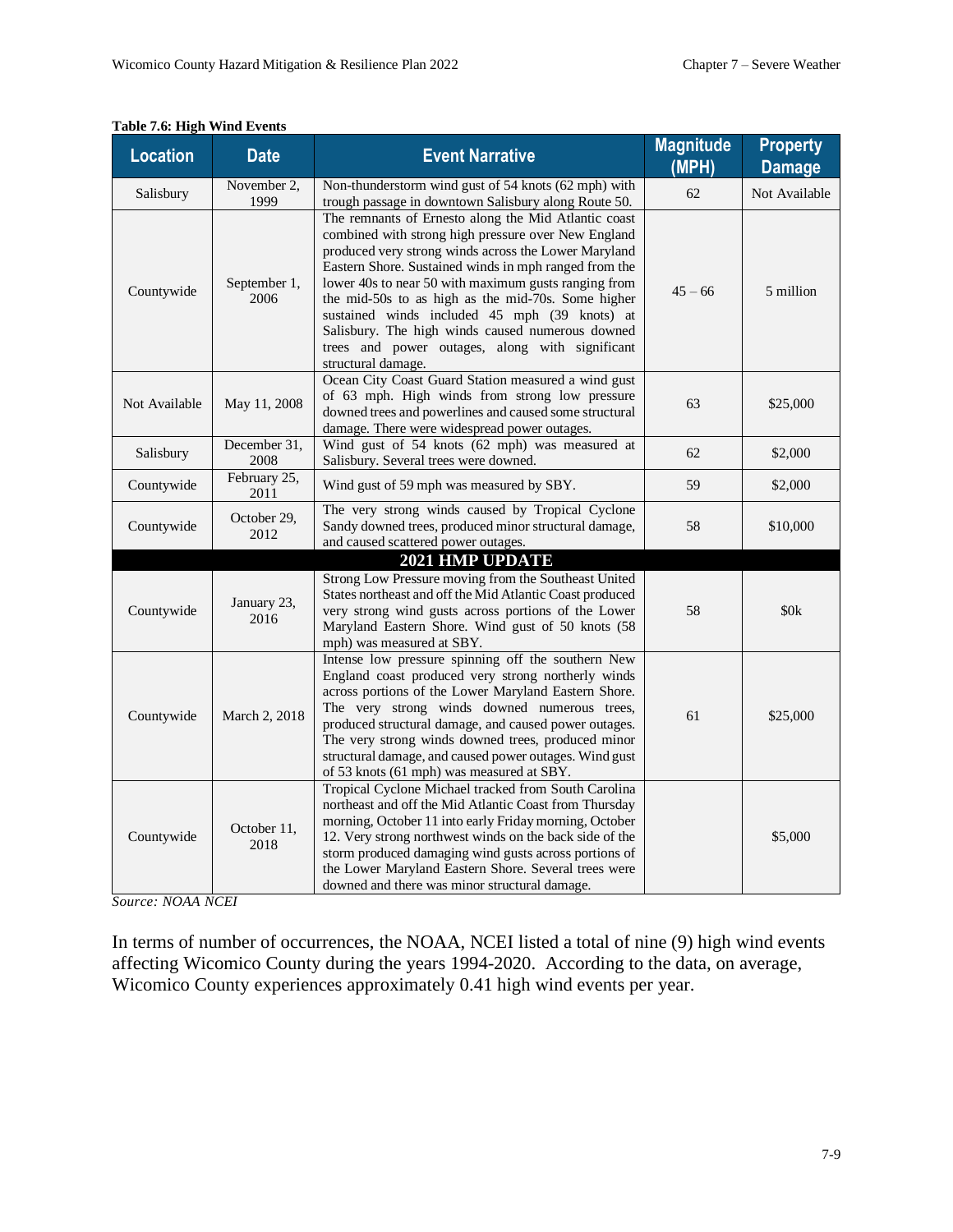**Table 7.6: High Wind Events**

| Location | Date | Event Narrative | Magnitude (MPH) | Property Damage |
|---|---|---|---|---|
| Salisbury | November 2, 1999 | Non-thunderstorm wind gust of 54 knots (62 mph) with trough passage in downtown Salisbury along Route 50. | 62 | Not Available |
| Countywide | September 1, 2006 | The remnants of Ernesto along the Mid Atlantic coast combined with strong high pressure over New England produced very strong winds across the Lower Maryland Eastern Shore. Sustained winds in mph ranged from the lower 40s to near 50 with maximum gusts ranging from the mid-50s to as high as the mid-70s. Some higher sustained winds included 45 mph (39 knots) at Salisbury. The high winds caused numerous downed trees and power outages, along with significant structural damage. | 45 – 66 | 5 million |
| Not Available | May 11, 2008 | Ocean City Coast Guard Station measured a wind gust of 63 mph. High winds from strong low pressure downed trees and powerlines and caused some structural damage. There were widespread power outages. | 63 | $25,000 |
| Salisbury | December 31, 2008 | Wind gust of 54 knots (62 mph) was measured at Salisbury. Several trees were downed. | 62 | $2,000 |
| Countywide | February 25, 2011 | Wind gust of 59 mph was measured by SBY. | 59 | $2,000 |
| Countywide | October 29, 2012 | The very strong winds caused by Tropical Cyclone Sandy downed trees, produced minor structural damage, and caused scattered power outages. | 58 | $10,000 |
| **2021 HMP UPDATE** | | | | |
| Countywide | January 23, 2016 | Strong Low Pressure moving from the Southeast United States northeast and off the Mid Atlantic Coast produced very strong wind gusts across portions of the Lower Maryland Eastern Shore. Wind gust of 50 knots (58 mph) was measured at SBY. | 58 | $0k |
| Countywide | March 2, 2018 | Intense low pressure spinning off the southern New England coast produced very strong northerly winds across portions of the Lower Maryland Eastern Shore. The very strong winds downed numerous trees, produced structural damage, and caused power outages. The very strong winds downed trees, produced minor structural damage, and caused power outages. Wind gust of 53 knots (61 mph) was measured at SBY. | 61 | $25,000 |
| Countywide | October 11, 2018 | Tropical Cyclone Michael tracked from South Carolina northeast and off the Mid Atlantic Coast from Thursday morning, October 11 into early Friday morning, October 12. Very strong northwest winds on the back side of the storm produced damaging wind gusts across portions of the Lower Maryland Eastern Shore. Several trees were downed and there was minor structural damage. | | $5,000 |

*Source: NOAA NCEI*

In terms of number of occurrences, the NOAA, NCEI listed a total of nine (9) high wind events affecting Wicomico County during the years 1994-2020. According to the data, on average, Wicomico County experiences approximately 0.41 high wind events per year.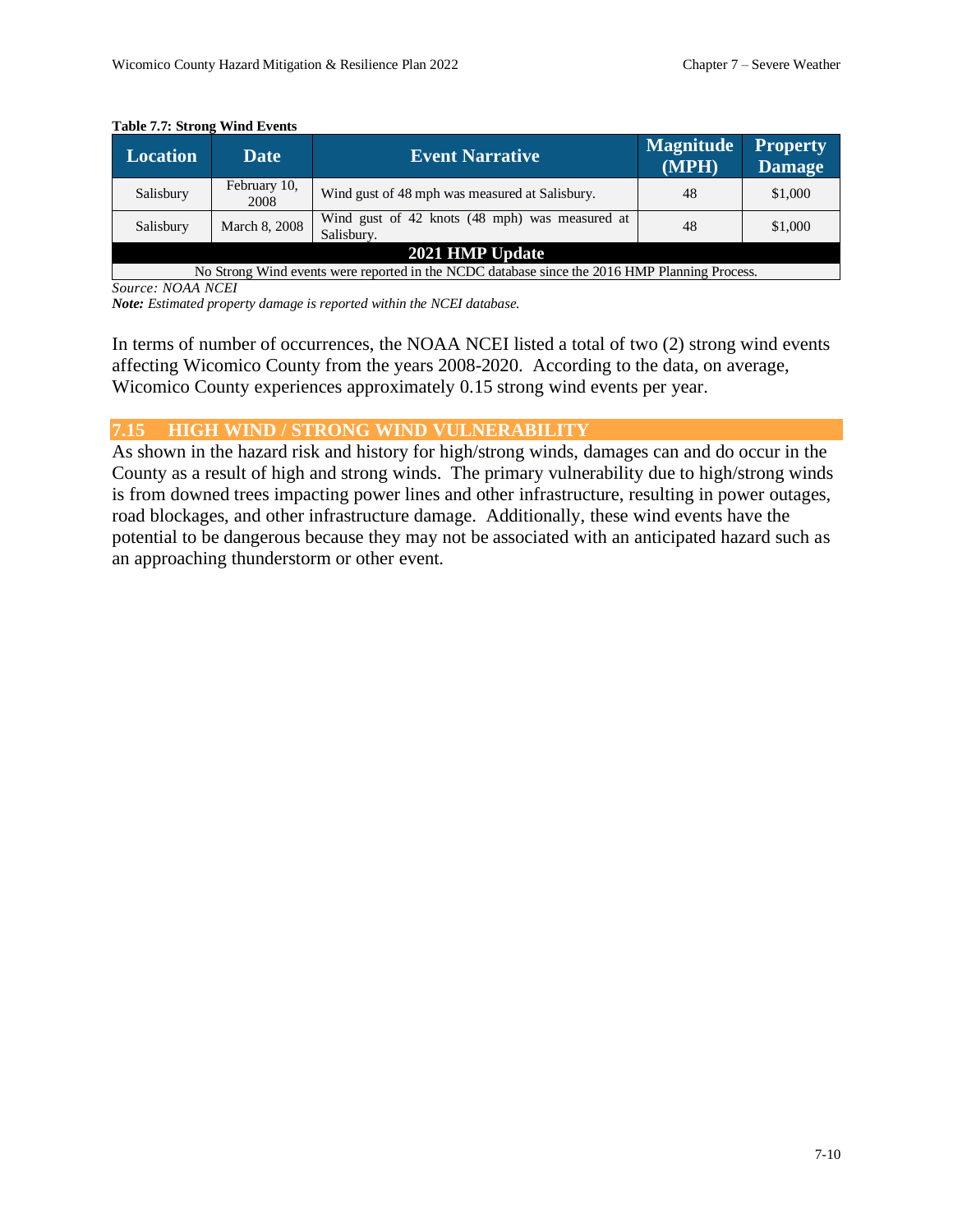**Table 7.7: Strong Wind Events**

| Location | Date | Event Narrative | Magnitude (MPH) | Property Damage |
|---|---|---|---|---|
| Salisbury | February 10, 2008 | Wind gust of 48 mph was measured at Salisbury. | 48 | $1,000 |
| Salisbury | March 8, 2008 | Wind gust of 42 knots (48 mph) was measured at Salisbury. | 48 | $1,000 |
| **2021 HMP Update** | | | | |
| No Strong Wind events were reported in the NCDC database since the 2016 HMP Planning Process. | | | | |

*Source: NOAA NCEI*
***Note:*** *Estimated property damage is reported within the NCEI database.*

In terms of number of occurrences, the NOAA NCEI listed a total of two (2) strong wind events affecting Wicomico County from the years 2008-2020. According to the data, on average, Wicomico County experiences approximately 0.15 strong wind events per year.

## 7.15 HIGH WIND / STRONG WIND VULNERABILITY

As shown in the hazard risk and history for high/strong winds, damages can and do occur in the County as a result of high and strong winds. The primary vulnerability due to high/strong winds is from downed trees impacting power lines and other infrastructure, resulting in power outages, road blockages, and other infrastructure damage. Additionally, these wind events have the potential to be dangerous because they may not be associated with an anticipated hazard such as an approaching thunderstorm or other event.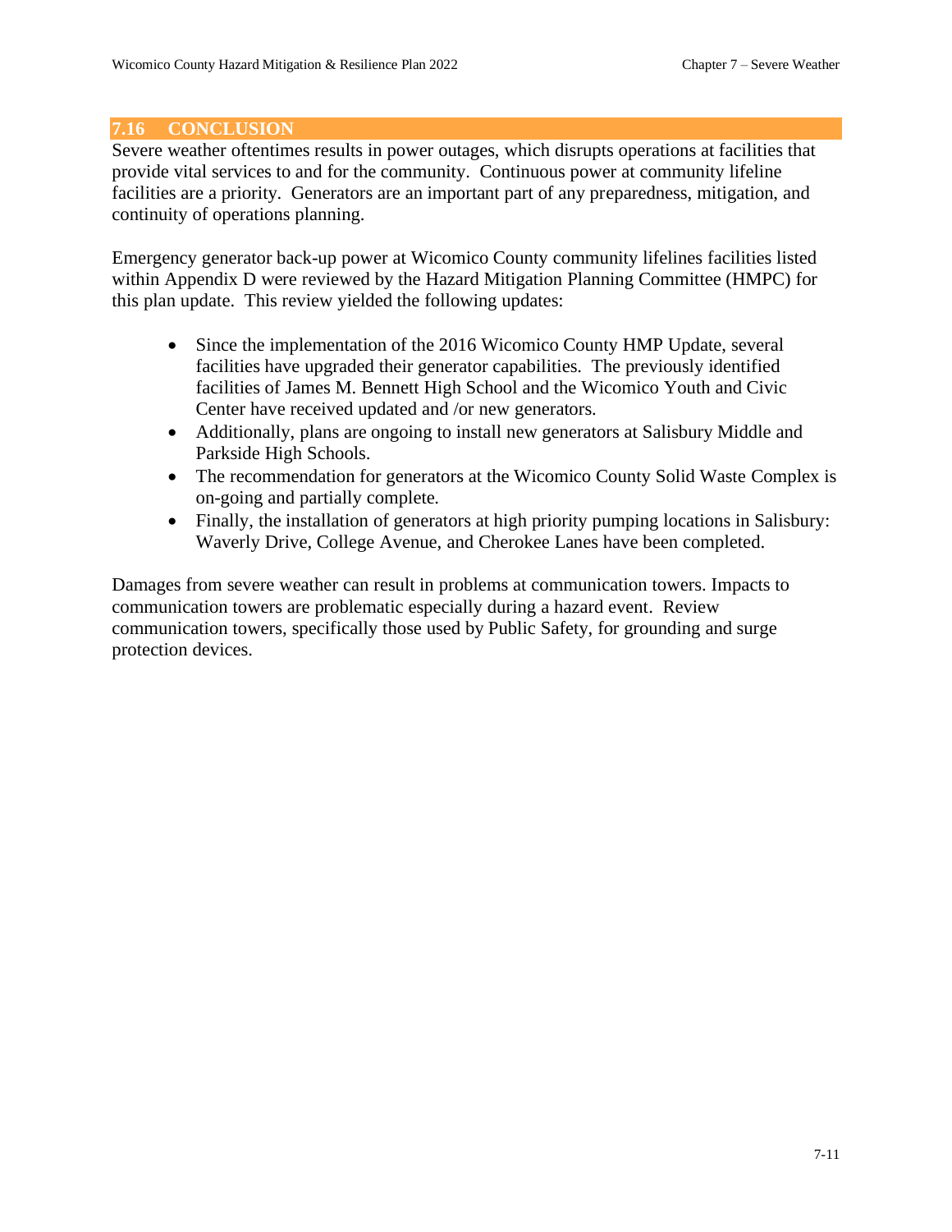## 7.16 CONCLUSION

Severe weather oftentimes results in power outages, which disrupts operations at facilities that provide vital services to and for the community. Continuous power at community lifeline facilities are a priority. Generators are an important part of any preparedness, mitigation, and continuity of operations planning.

Emergency generator back-up power at Wicomico County community lifelines facilities listed within Appendix D were reviewed by the Hazard Mitigation Planning Committee (HMPC) for this plan update. This review yielded the following updates:

- Since the implementation of the 2016 Wicomico County HMP Update, several facilities have upgraded their generator capabilities. The previously identified facilities of James M. Bennett High School and the Wicomico Youth and Civic Center have received updated and /or new generators.
- Additionally, plans are ongoing to install new generators at Salisbury Middle and Parkside High Schools.
- The recommendation for generators at the Wicomico County Solid Waste Complex is on-going and partially complete.
- Finally, the installation of generators at high priority pumping locations in Salisbury: Waverly Drive, College Avenue, and Cherokee Lanes have been completed.

Damages from severe weather can result in problems at communication towers. Impacts to communication towers are problematic especially during a hazard event. Review communication towers, specifically those used by Public Safety, for grounding and surge protection devices.